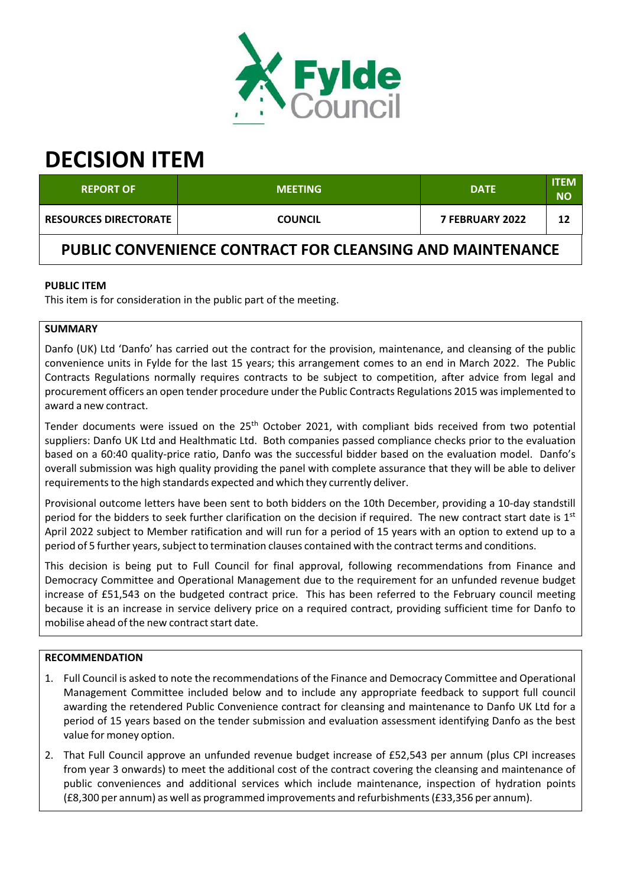# DECISION ITEM

| REPORT OF | MEETING | DATE | ITEM NO |
|---|---|---|---|
| RESOURCES DIRECTORATE | COUNCIL | 7 FEBRUARY 2022 | 12 |

## PUBLIC CONVENIENCE CONTRACT FOR CLEANSING AND MAINTENANCE

**PUBLIC ITEM**

This item is for consideration in the public part of the meeting.

**SUMMARY**

Danfo (UK) Ltd 'Danfo' has carried out the contract for the provision, maintenance, and cleansing of the public convenience units in Fylde for the last 15 years; this arrangement comes to an end in March 2022. The Public Contracts Regulations normally requires contracts to be subject to competition, after advice from legal and procurement officers an open tender procedure under the Public Contracts Regulations 2015 was implemented to award a new contract.

Tender documents were issued on the 25th October 2021, with compliant bids received from two potential suppliers: Danfo UK Ltd and Healthmatic Ltd. Both companies passed compliance checks prior to the evaluation based on a 60:40 quality-price ratio, Danfo was the successful bidder based on the evaluation model. Danfo's overall submission was high quality providing the panel with complete assurance that they will be able to deliver requirements to the high standards expected and which they currently deliver.

Provisional outcome letters have been sent to both bidders on the 10th December, providing a 10-day standstill period for the bidders to seek further clarification on the decision if required. The new contract start date is 1st April 2022 subject to Member ratification and will run for a period of 15 years with an option to extend up to a period of 5 further years, subject to termination clauses contained with the contract terms and conditions.

This decision is being put to Full Council for final approval, following recommendations from Finance and Democracy Committee and Operational Management due to the requirement for an unfunded revenue budget increase of £51,543 on the budgeted contract price. This has been referred to the February council meeting because it is an increase in service delivery price on a required contract, providing sufficient time for Danfo to mobilise ahead of the new contract start date.

**RECOMMENDATION**

1. Full Council is asked to note the recommendations of the Finance and Democracy Committee and Operational Management Committee included below and to include any appropriate feedback to support full council awarding the retendered Public Convenience contract for cleansing and maintenance to Danfo UK Ltd for a period of 15 years based on the tender submission and evaluation assessment identifying Danfo as the best value for money option.
2. That Full Council approve an unfunded revenue budget increase of £52,543 per annum (plus CPI increases from year 3 onwards) to meet the additional cost of the contract covering the cleansing and maintenance of public conveniences and additional services which include maintenance, inspection of hydration points (£8,300 per annum) as well as programmed improvements and refurbishments (£33,356 per annum).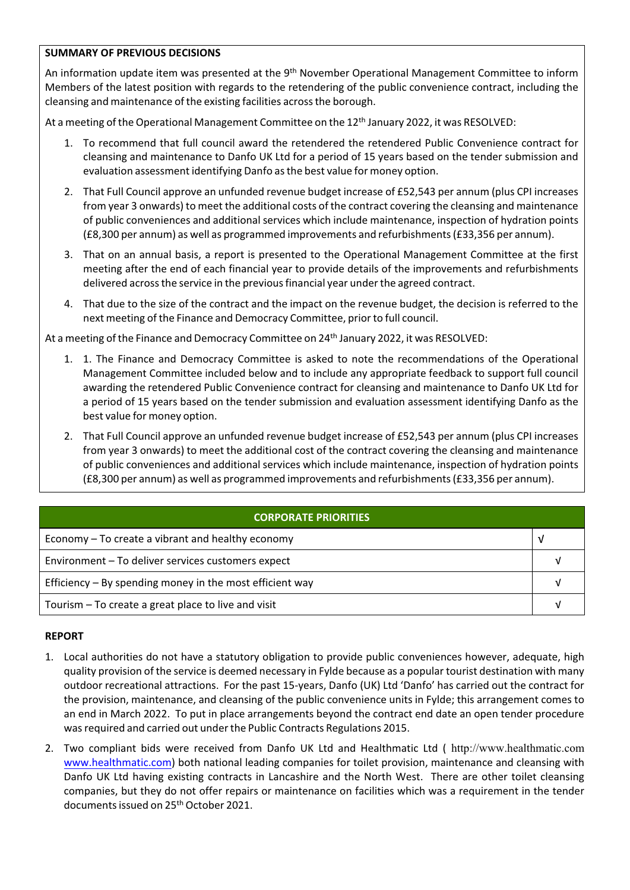**SUMMARY OF PREVIOUS DECISIONS**

An information update item was presented at the 9th November Operational Management Committee to inform Members of the latest position with regards to the retendering of the public convenience contract, including the cleansing and maintenance of the existing facilities across the borough.

At a meeting of the Operational Management Committee on the 12th January 2022, it was RESOLVED:

1. To recommend that full council award the retendered the retendered Public Convenience contract for cleansing and maintenance to Danfo UK Ltd for a period of 15 years based on the tender submission and evaluation assessment identifying Danfo as the best value for money option.
2. That Full Council approve an unfunded revenue budget increase of £52,543 per annum (plus CPI increases from year 3 onwards) to meet the additional costs of the contract covering the cleansing and maintenance of public conveniences and additional services which include maintenance, inspection of hydration points (£8,300 per annum) as well as programmed improvements and refurbishments (£33,356 per annum).
3. That on an annual basis, a report is presented to the Operational Management Committee at the first meeting after the end of each financial year to provide details of the improvements and refurbishments delivered across the service in the previous financial year under the agreed contract.
4. That due to the size of the contract and the impact on the revenue budget, the decision is referred to the next meeting of the Finance and Democracy Committee, prior to full council.

At a meeting of the Finance and Democracy Committee on 24th January 2022, it was RESOLVED:

1. 1. The Finance and Democracy Committee is asked to note the recommendations of the Operational Management Committee included below and to include any appropriate feedback to support full council awarding the retendered Public Convenience contract for cleansing and maintenance to Danfo UK Ltd for a period of 15 years based on the tender submission and evaluation assessment identifying Danfo as the best value for money option.
2. That Full Council approve an unfunded revenue budget increase of £52,543 per annum (plus CPI increases from year 3 onwards) to meet the additional cost of the contract covering the cleansing and maintenance of public conveniences and additional services which include maintenance, inspection of hydration points (£8,300 per annum) as well as programmed improvements and refurbishments (£33,356 per annum).

| CORPORATE PRIORITIES | |
|---|---|
| Economy – To create a vibrant and healthy economy | √ |
| Environment – To deliver services customers expect | √ |
| Efficiency – By spending money in the most efficient way | √ |
| Tourism – To create a great place to live and visit | √ |

**REPORT**

1. Local authorities do not have a statutory obligation to provide public conveniences however, adequate, high quality provision of the service is deemed necessary in Fylde because as a popular tourist destination with many outdoor recreational attractions. For the past 15-years, Danfo (UK) Ltd 'Danfo' has carried out the contract for the provision, maintenance, and cleansing of the public convenience units in Fylde; this arrangement comes to an end in March 2022. To put in place arrangements beyond the contract end date an open tender procedure was required and carried out under the Public Contracts Regulations 2015.
2. Two compliant bids were received from Danfo UK Ltd and Healthmatic Ltd ( http://www.healthmatic.com www.healthmatic.com) both national leading companies for toilet provision, maintenance and cleansing with Danfo UK Ltd having existing contracts in Lancashire and the North West. There are other toilet cleansing companies, but they do not offer repairs or maintenance on facilities which was a requirement in the tender documents issued on 25th October 2021.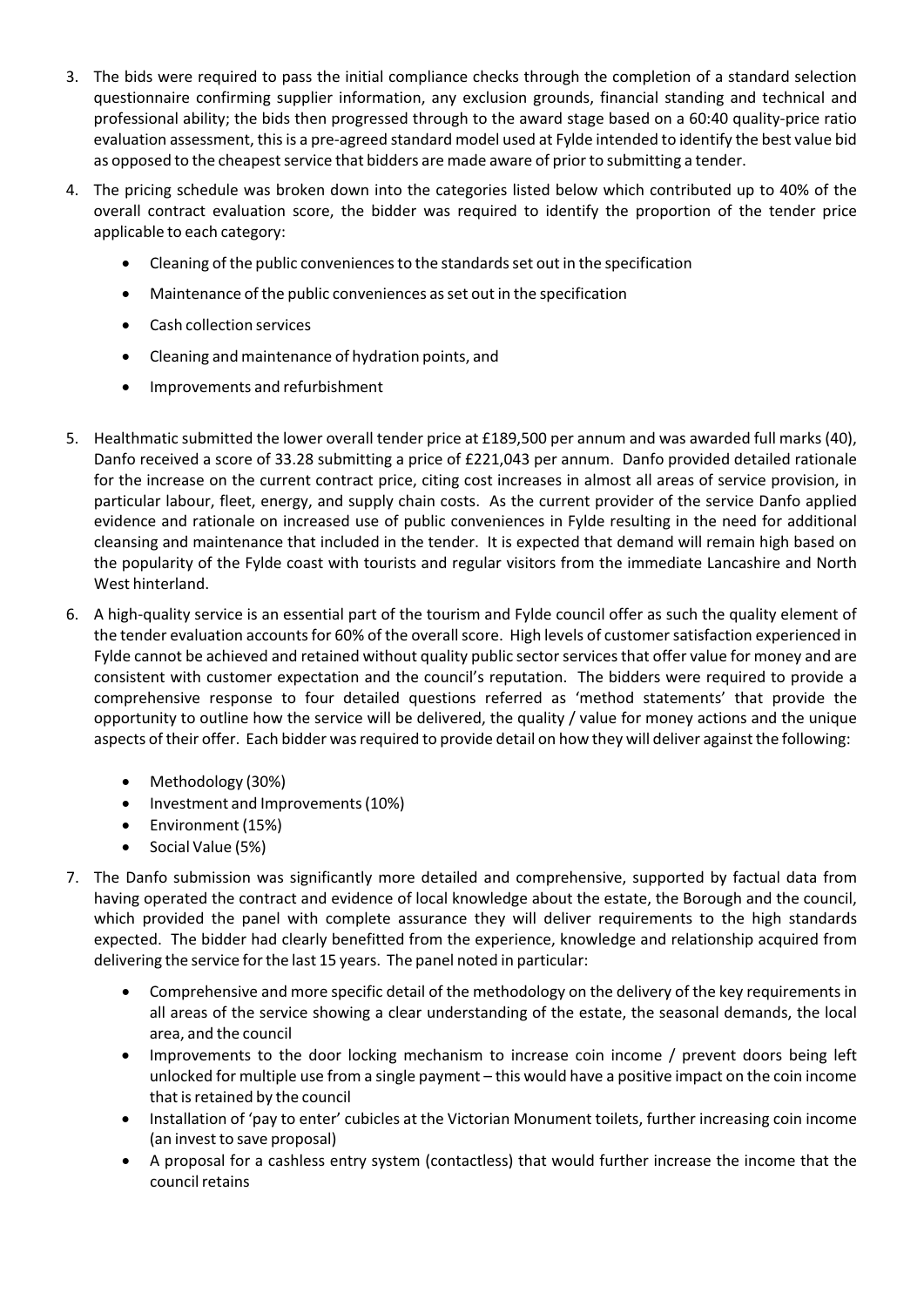3. The bids were required to pass the initial compliance checks through the completion of a standard selection questionnaire confirming supplier information, any exclusion grounds, financial standing and technical and professional ability; the bids then progressed through to the award stage based on a 60:40 quality-price ratio evaluation assessment, this is a pre-agreed standard model used at Fylde intended to identify the best value bid as opposed to the cheapest service that bidders are made aware of prior to submitting a tender.

4. The pricing schedule was broken down into the categories listed below which contributed up to 40% of the overall contract evaluation score, the bidder was required to identify the proportion of the tender price applicable to each category:

   - Cleaning of the public conveniences to the standards set out in the specification
   - Maintenance of the public conveniences as set out in the specification
   - Cash collection services
   - Cleaning and maintenance of hydration points, and
   - Improvements and refurbishment

5. Healthmatic submitted the lower overall tender price at £189,500 per annum and was awarded full marks (40), Danfo received a score of 33.28 submitting a price of £221,043 per annum. Danfo provided detailed rationale for the increase on the current contract price, citing cost increases in almost all areas of service provision, in particular labour, fleet, energy, and supply chain costs. As the current provider of the service Danfo applied evidence and rationale on increased use of public conveniences in Fylde resulting in the need for additional cleansing and maintenance that included in the tender. It is expected that demand will remain high based on the popularity of the Fylde coast with tourists and regular visitors from the immediate Lancashire and North West hinterland.

6. A high-quality service is an essential part of the tourism and Fylde council offer as such the quality element of the tender evaluation accounts for 60% of the overall score. High levels of customer satisfaction experienced in Fylde cannot be achieved and retained without quality public sector services that offer value for money and are consistent with customer expectation and the council's reputation. The bidders were required to provide a comprehensive response to four detailed questions referred as 'method statements' that provide the opportunity to outline how the service will be delivered, the quality / value for money actions and the unique aspects of their offer. Each bidder was required to provide detail on how they will deliver against the following:

   - Methodology (30%)
   - Investment and Improvements (10%)
   - Environment (15%)
   - Social Value (5%)

7. The Danfo submission was significantly more detailed and comprehensive, supported by factual data from having operated the contract and evidence of local knowledge about the estate, the Borough and the council, which provided the panel with complete assurance they will deliver requirements to the high standards expected. The bidder had clearly benefitted from the experience, knowledge and relationship acquired from delivering the service for the last 15 years. The panel noted in particular:

   - Comprehensive and more specific detail of the methodology on the delivery of the key requirements in all areas of the service showing a clear understanding of the estate, the seasonal demands, the local area, and the council
   - Improvements to the door locking mechanism to increase coin income / prevent doors being left unlocked for multiple use from a single payment – this would have a positive impact on the coin income that is retained by the council
   - Installation of 'pay to enter' cubicles at the Victorian Monument toilets, further increasing coin income (an invest to save proposal)
   - A proposal for a cashless entry system (contactless) that would further increase the income that the council retains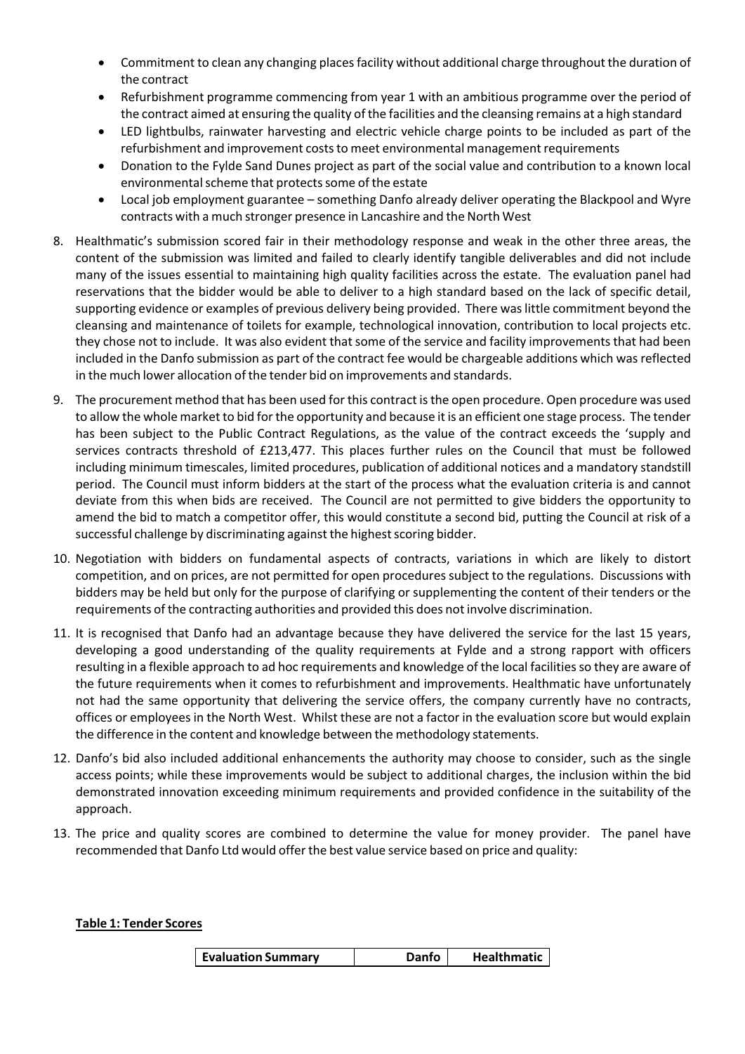- Commitment to clean any changing places facility without additional charge throughout the duration of the contract
- Refurbishment programme commencing from year 1 with an ambitious programme over the period of the contract aimed at ensuring the quality of the facilities and the cleansing remains at a high standard
- LED lightbulbs, rainwater harvesting and electric vehicle charge points to be included as part of the refurbishment and improvement costs to meet environmental management requirements
- Donation to the Fylde Sand Dunes project as part of the social value and contribution to a known local environmental scheme that protects some of the estate
- Local job employment guarantee – something Danfo already deliver operating the Blackpool and Wyre contracts with a much stronger presence in Lancashire and the North West

8. Healthmatic's submission scored fair in their methodology response and weak in the other three areas, the content of the submission was limited and failed to clearly identify tangible deliverables and did not include many of the issues essential to maintaining high quality facilities across the estate. The evaluation panel had reservations that the bidder would be able to deliver to a high standard based on the lack of specific detail, supporting evidence or examples of previous delivery being provided. There was little commitment beyond the cleansing and maintenance of toilets for example, technological innovation, contribution to local projects etc. they chose not to include. It was also evident that some of the service and facility improvements that had been included in the Danfo submission as part of the contract fee would be chargeable additions which was reflected in the much lower allocation of the tender bid on improvements and standards.

9. The procurement method that has been used for this contract is the open procedure. Open procedure was used to allow the whole market to bid for the opportunity and because it is an efficient one stage process. The tender has been subject to the Public Contract Regulations, as the value of the contract exceeds the 'supply and services contracts threshold of £213,477. This places further rules on the Council that must be followed including minimum timescales, limited procedures, publication of additional notices and a mandatory standstill period. The Council must inform bidders at the start of the process what the evaluation criteria is and cannot deviate from this when bids are received. The Council are not permitted to give bidders the opportunity to amend the bid to match a competitor offer, this would constitute a second bid, putting the Council at risk of a successful challenge by discriminating against the highest scoring bidder.

10. Negotiation with bidders on fundamental aspects of contracts, variations in which are likely to distort competition, and on prices, are not permitted for open procedures subject to the regulations. Discussions with bidders may be held but only for the purpose of clarifying or supplementing the content of their tenders or the requirements of the contracting authorities and provided this does not involve discrimination.

11. It is recognised that Danfo had an advantage because they have delivered the service for the last 15 years, developing a good understanding of the quality requirements at Fylde and a strong rapport with officers resulting in a flexible approach to ad hoc requirements and knowledge of the local facilities so they are aware of the future requirements when it comes to refurbishment and improvements. Healthmatic have unfortunately not had the same opportunity that delivering the service offers, the company currently have no contracts, offices or employees in the North West. Whilst these are not a factor in the evaluation score but would explain the difference in the content and knowledge between the methodology statements.

12. Danfo's bid also included additional enhancements the authority may choose to consider, such as the single access points; while these improvements would be subject to additional charges, the inclusion within the bid demonstrated innovation exceeding minimum requirements and provided confidence in the suitability of the approach.

13. The price and quality scores are combined to determine the value for money provider. The panel have recommended that Danfo Ltd would offer the best value service based on price and quality:

**Table 1: Tender Scores**

| Evaluation Summary | Danfo | Healthmatic |
|---|---|---|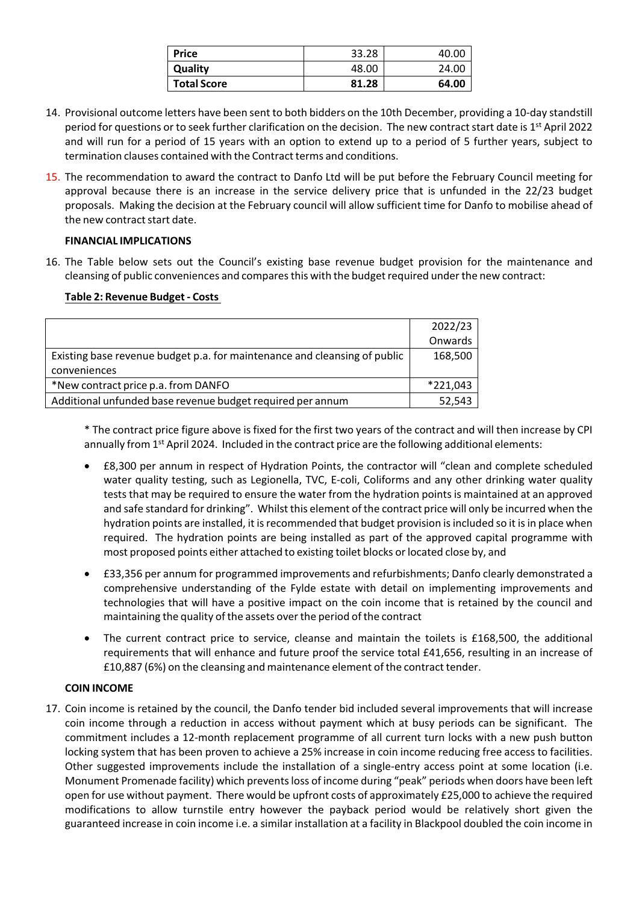| Price | 33.28 | 40.00 |
|---|---|---|
| Quality | 48.00 | 24.00 |
| **Total Score** | **81.28** | **64.00** |

14. Provisional outcome letters have been sent to both bidders on the 10th December, providing a 10-day standstill period for questions or to seek further clarification on the decision. The new contract start date is 1st April 2022 and will run for a period of 15 years with an option to extend up to a period of 5 further years, subject to termination clauses contained with the Contract terms and conditions.

15. The recommendation to award the contract to Danfo Ltd will be put before the February Council meeting for approval because there is an increase in the service delivery price that is unfunded in the 22/23 budget proposals. Making the decision at the February council will allow sufficient time for Danfo to mobilise ahead of the new contract start date.

**FINANCIAL IMPLICATIONS**

16. The Table below sets out the Council's existing base revenue budget provision for the maintenance and cleansing of public conveniences and compares this with the budget required under the new contract:

**Table 2: Revenue Budget - Costs**

| | 2022/23 Onwards |
|---|---|
| Existing base revenue budget p.a. for maintenance and cleansing of public conveniences | 168,500 |
| *New contract price p.a. from DANFO | *221,043 |
| Additional unfunded base revenue budget required per annum | 52,543 |

\* The contract price figure above is fixed for the first two years of the contract and will then increase by CPI annually from 1st April 2024. Included in the contract price are the following additional elements:

- £8,300 per annum in respect of Hydration Points, the contractor will "clean and complete scheduled water quality testing, such as Legionella, TVC, E-coli, Coliforms and any other drinking water quality tests that may be required to ensure the water from the hydration points is maintained at an approved and safe standard for drinking". Whilst this element of the contract price will only be incurred when the hydration points are installed, it is recommended that budget provision is included so it is in place when required. The hydration points are being installed as part of the approved capital programme with most proposed points either attached to existing toilet blocks or located close by, and

- £33,356 per annum for programmed improvements and refurbishments; Danfo clearly demonstrated a comprehensive understanding of the Fylde estate with detail on implementing improvements and technologies that will have a positive impact on the coin income that is retained by the council and maintaining the quality of the assets over the period of the contract

- The current contract price to service, cleanse and maintain the toilets is £168,500, the additional requirements that will enhance and future proof the service total £41,656, resulting in an increase of £10,887 (6%) on the cleansing and maintenance element of the contract tender.

**COIN INCOME**

17. Coin income is retained by the council, the Danfo tender bid included several improvements that will increase coin income through a reduction in access without payment which at busy periods can be significant. The commitment includes a 12-month replacement programme of all current turn locks with a new push button locking system that has been proven to achieve a 25% increase in coin income reducing free access to facilities. Other suggested improvements include the installation of a single-entry access point at some location (i.e. Monument Promenade facility) which prevents loss of income during "peak" periods when doors have been left open for use without payment. There would be upfront costs of approximately £25,000 to achieve the required modifications to allow turnstile entry however the payback period would be relatively short given the guaranteed increase in coin income i.e. a similar installation at a facility in Blackpool doubled the coin income in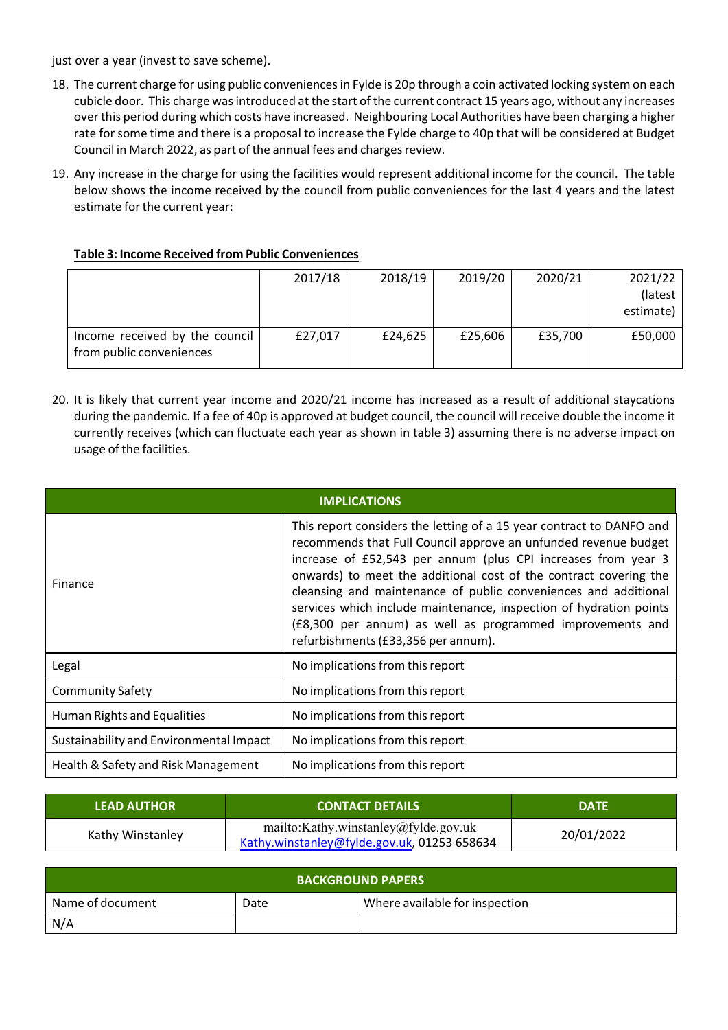just over a year (invest to save scheme).

18. The current charge for using public conveniences in Fylde is 20p through a coin activated locking system on each cubicle door. This charge was introduced at the start of the current contract 15 years ago, without any increases over this period during which costs have increased. Neighbouring Local Authorities have been charging a higher rate for some time and there is a proposal to increase the Fylde charge to 40p that will be considered at Budget Council in March 2022, as part of the annual fees and charges review.

19. Any increase in the charge for using the facilities would represent additional income for the council. The table below shows the income received by the council from public conveniences for the last 4 years and the latest estimate for the current year:

**Table 3: Income Received from Public Conveniences**

| | 2017/18 | 2018/19 | 2019/20 | 2020/21 | 2021/22 (latest estimate) |
|---|---|---|---|---|---|
| Income received by the council from public conveniences | £27,017 | £24,625 | £25,606 | £35,700 | £50,000 |

20. It is likely that current year income and 2020/21 income has increased as a result of additional staycations during the pandemic. If a fee of 40p is approved at budget council, the council will receive double the income it currently receives (which can fluctuate each year as shown in table 3) assuming there is no adverse impact on usage of the facilities.

| IMPLICATIONS | |
|---|---|
| Finance | This report considers the letting of a 15 year contract to DANFO and recommends that Full Council approve an unfunded revenue budget increase of £52,543 per annum (plus CPI increases from year 3 onwards) to meet the additional cost of the contract covering the cleansing and maintenance of public conveniences and additional services which include maintenance, inspection of hydration points (£8,300 per annum) as well as programmed improvements and refurbishments (£33,356 per annum). |
| Legal | No implications from this report |
| Community Safety | No implications from this report |
| Human Rights and Equalities | No implications from this report |
| Sustainability and Environmental Impact | No implications from this report |
| Health & Safety and Risk Management | No implications from this report |

| LEAD AUTHOR | CONTACT DETAILS | DATE |
|---|---|---|
| Kathy Winstanley | mailto:Kathy.winstanley@fylde.gov.uk Kathy.winstanley@fylde.gov.uk, 01253 658634 | 20/01/2022 |

| BACKGROUND PAPERS | | |
|---|---|---|
| Name of document | Date | Where available for inspection |
| N/A | | |